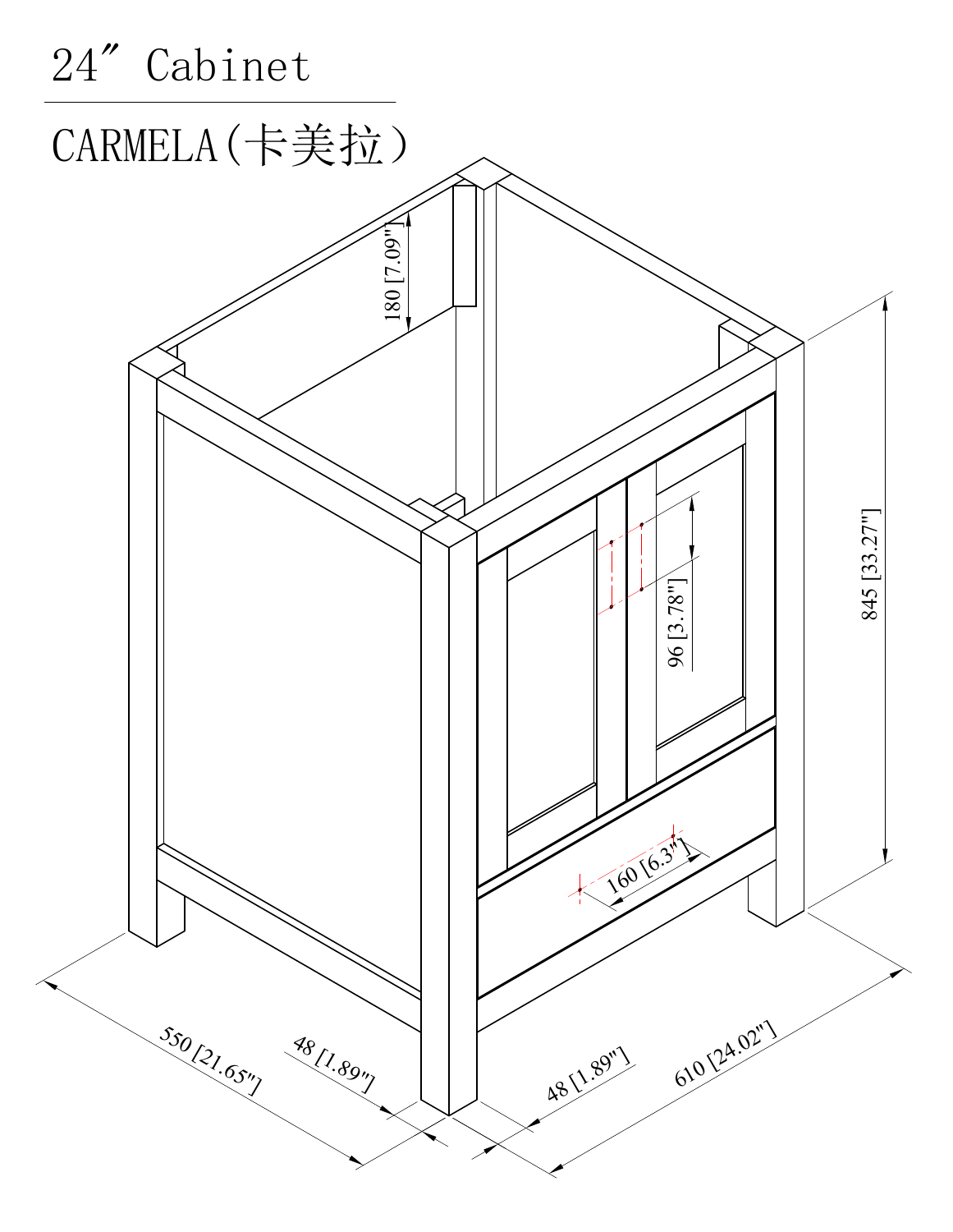# 24″ Cabinet

## CARMELA(卡美拉)

180 [7.09"]

96 [3.78"]

845 [33.27"]

160 [6.3"]

550 [21.65"]

48 [1.89"]

48 [1.89"]

610 [24.02"]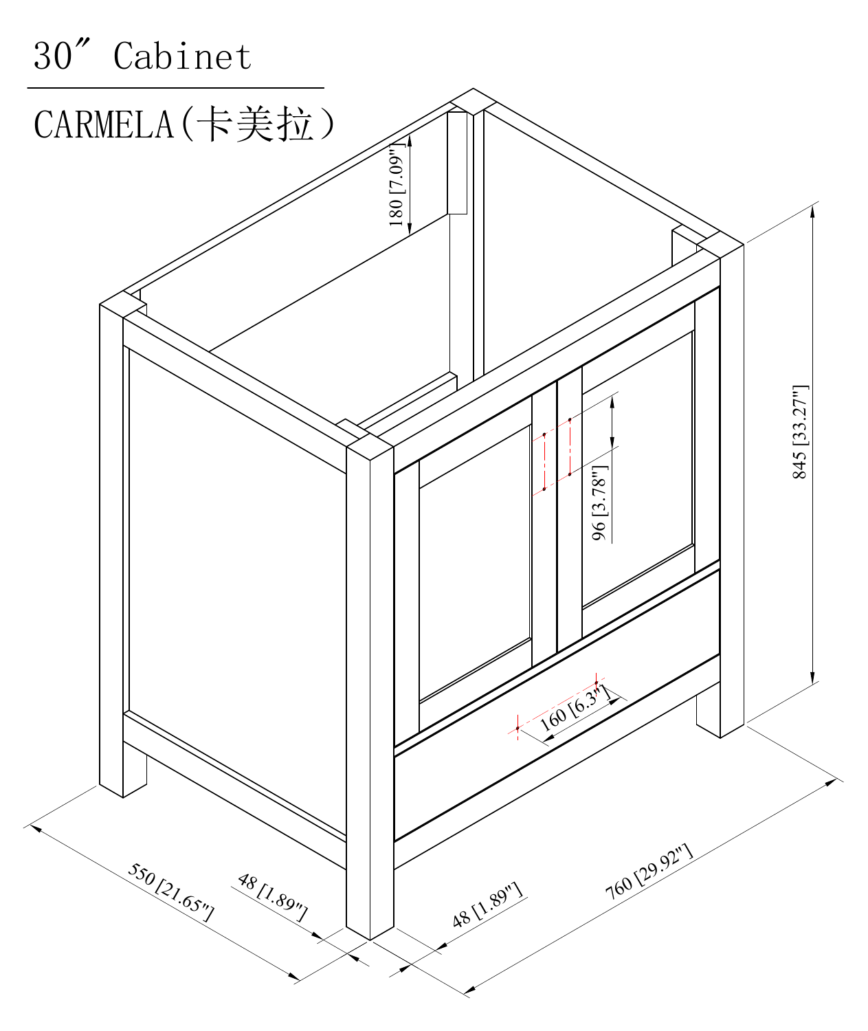# 30″ Cabinet

## CARMELA(卡美拉)

180 [7.09"]

845 [33.27"]

96 [3.78"]

160 [6.3"]

550 [21.65"]

48 [1.89"]

48 [1.89"]

760 [29.92"]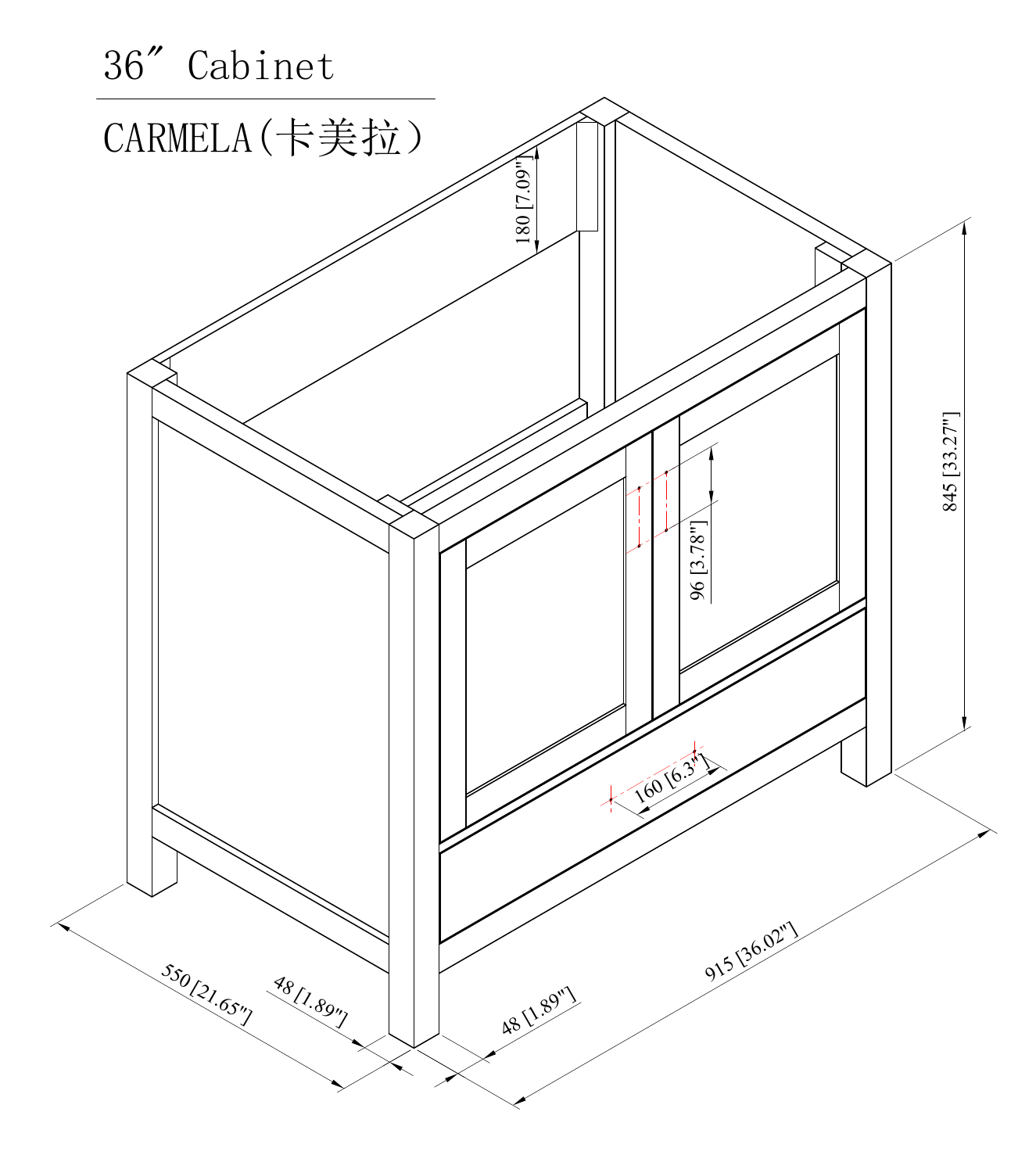# 36″ Cabinet

## CARMELA(卡美拉)

180 [7.09"]

845 [33.27"]

96 [3.78"]

160 [6.3"]

550 [21.65"]

48 [1.89"]

48 [1.89"]

915 [36.02"]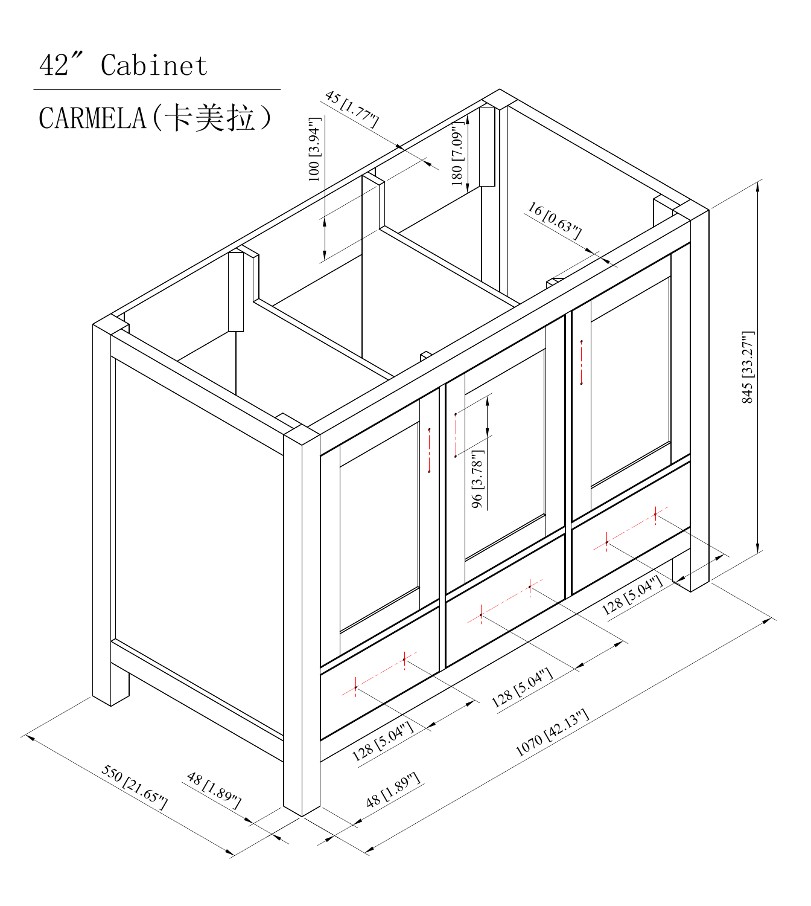# 42″ Cabinet

## CARMELA(卡美拉)

45 [1.77"]

100 [3.94"]

180 [7.09"]

16 [0.63"]

845 [33.27"]

96 [3.78"]

128 [5.04"]

128 [5.04"]

128 [5.04"]

1070 [42.13"]

550 [21.65"]

48 [1.89"]

48 [1.89"]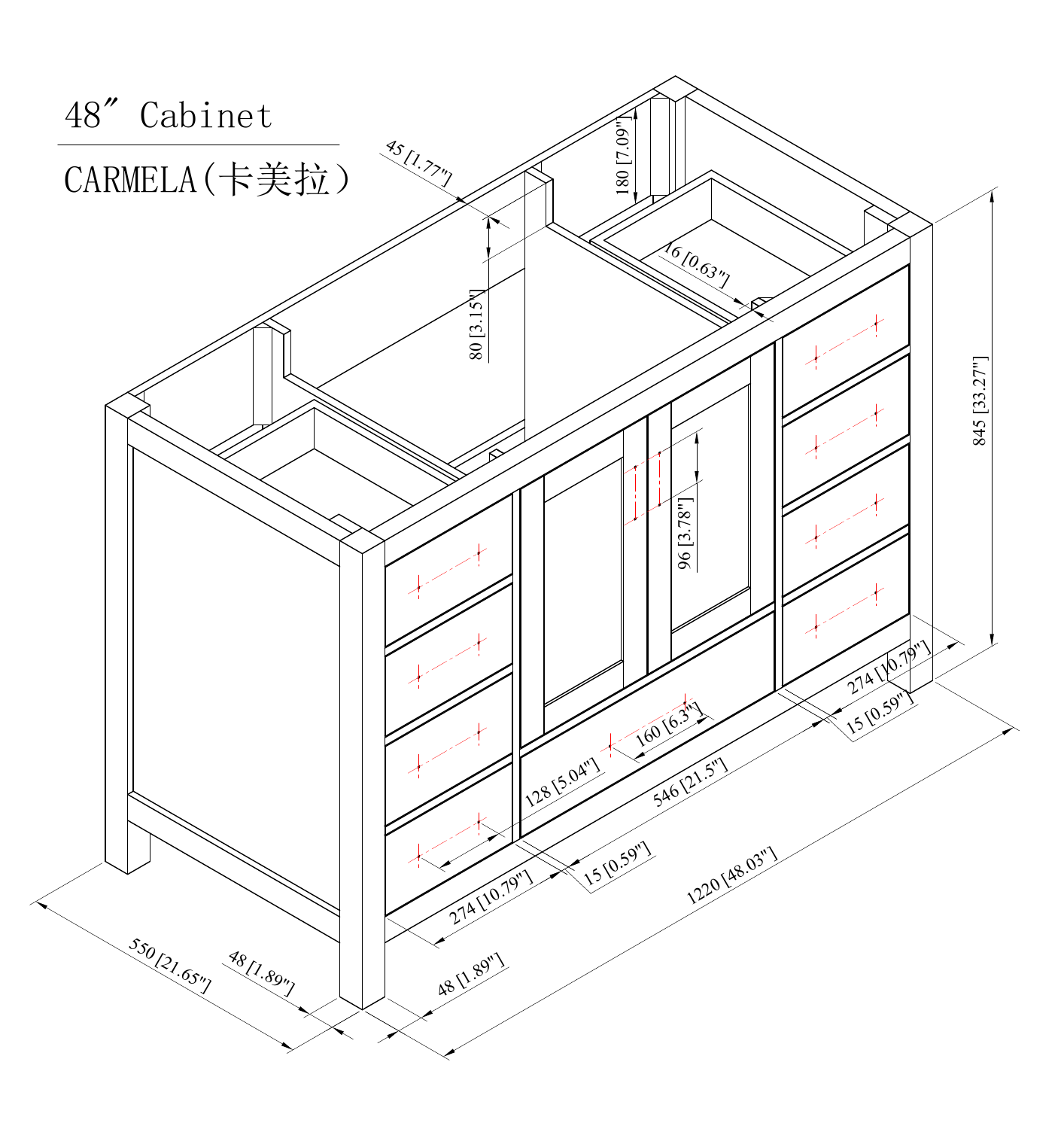# 48″ Cabinet

## CARMELA(卡美拉)

45 [1.77"]

180 [7.09"]

80 [3.15"]

16 [0.63"]

845 [33.27"]

96 [3.78"]

160 [6.3"]

128 [5.04"]

546 [21.5"]

274 [10.79"]

15 [0.59"]

274 [10.79"]

15 [0.59"]

1220 [48.03"]

550 [21.65"]

48 [1.89"]

48 [1.89"]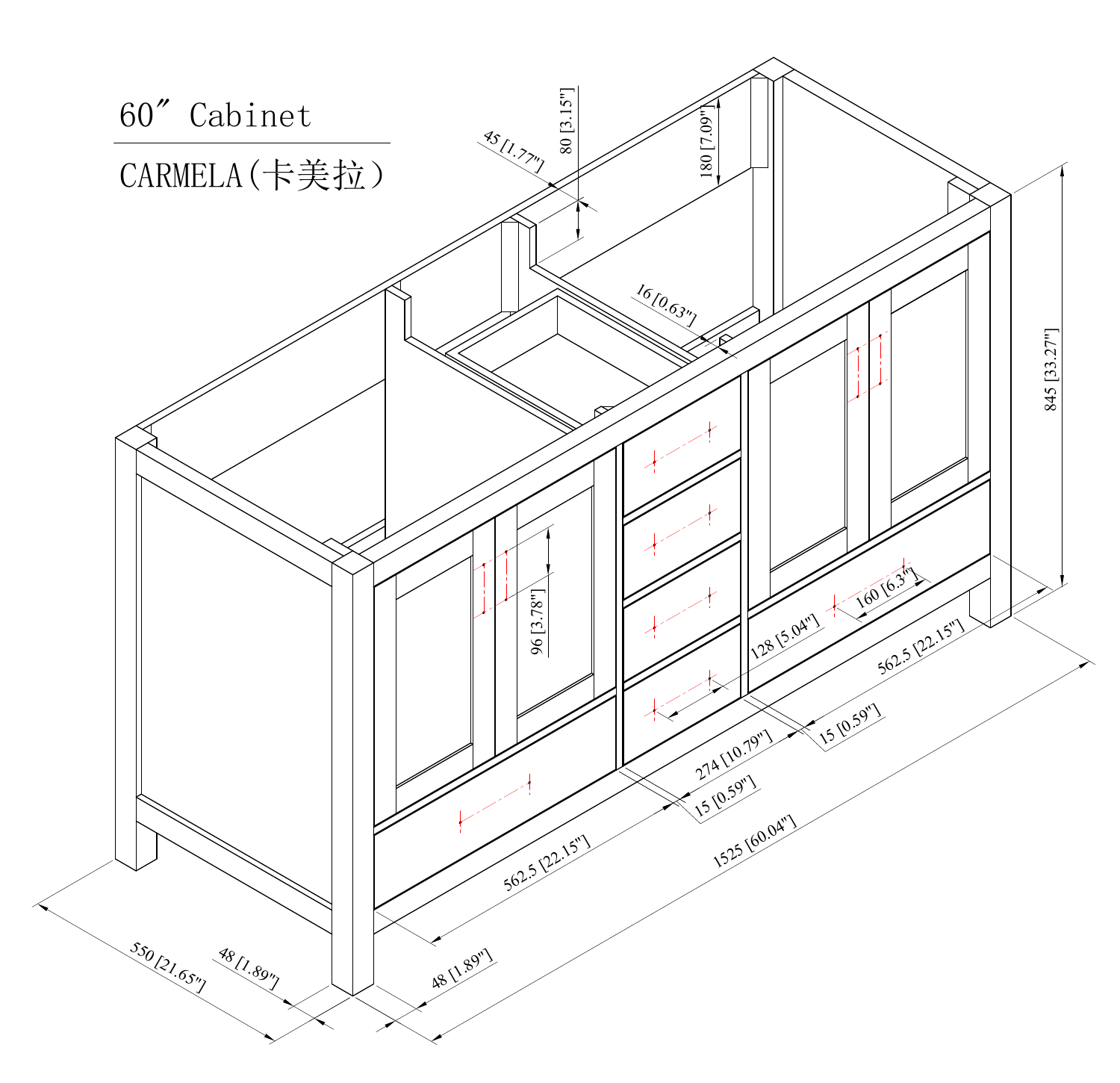# 60″ Cabinet

## CARMELA(卡美拉）

45 [1.77"]

80 [3.15"]

180 [7.09"]

16 [0.63"]

845 [33.27"]

96 [3.78"]

160 [6.3"]

128 [5.04"]

562.5 [22.15"]

15 [0.59"]

274 [10.79"]

15 [0.59"]

562.5 [22.15"]

1525 [60.04"]

550 [21.65"]

48 [1.89"]

48 [1.89"]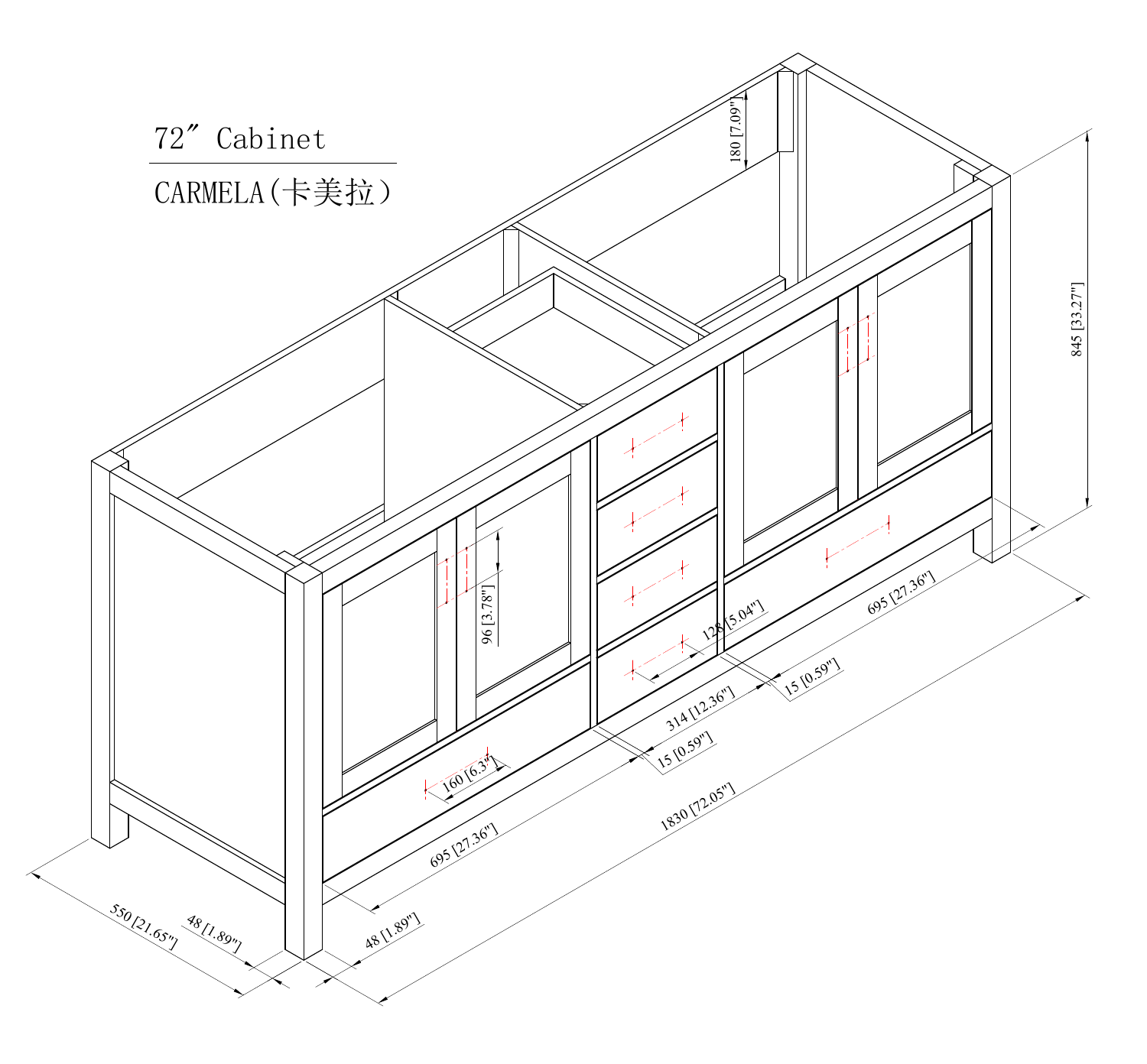# 72″ Cabinet

## CARMELA(卡美拉)

180 [7.09"]

845 [33.27"]

96 [3.78"]

128 [5.04"]

695 [27.36"]

15 [0.59"]

314 [12.36"]

15 [0.59"]

160 [6.3"]

1830 [72.05"]

695 [27.36"]

550 [21.65"]

48 [1.89"]

48 [1.89"]